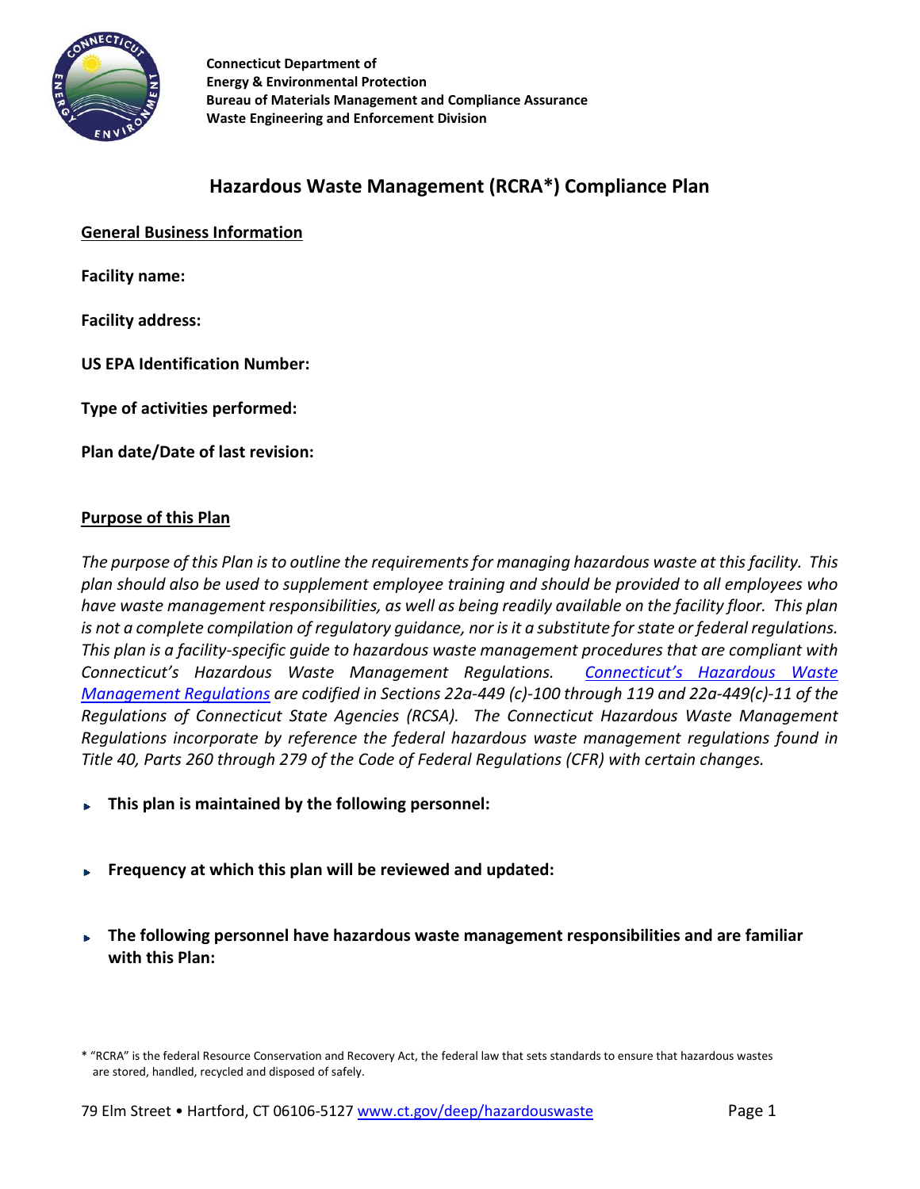**Connecticut Department of**
**Energy & Environmental Protection**
**Bureau of Materials Management and Compliance Assurance**
**Waste Engineering and Enforcement Division**

# Hazardous Waste Management (RCRA*) Compliance Plan

## General Business Information

**Facility name:**

**Facility address:**

**US EPA Identification Number:**

**Type of activities performed:**

**Plan date/Date of last revision:**

## Purpose of this Plan

*The purpose of this Plan is to outline the requirements for managing hazardous waste at this facility. This plan should also be used to supplement employee training and should be provided to all employees who have waste management responsibilities, as well as being readily available on the facility floor. This plan is not a complete compilation of regulatory guidance, nor is it a substitute for state or federal regulations. This plan is a facility-specific guide to hazardous waste management procedures that are compliant with Connecticut's Hazardous Waste Management Regulations. Connecticut's Hazardous Waste Management Regulations are codified in Sections 22a-449 (c)-100 through 119 and 22a-449(c)-11 of the Regulations of Connecticut State Agencies (RCSA). The Connecticut Hazardous Waste Management Regulations incorporate by reference the federal hazardous waste management regulations found in Title 40, Parts 260 through 279 of the Code of Federal Regulations (CFR) with certain changes.*

- **This plan is maintained by the following personnel:**

- **Frequency at which this plan will be reviewed and updated:**

- **The following personnel have hazardous waste management responsibilities and are familiar with this Plan:**

\* "RCRA" is the federal Resource Conservation and Recovery Act, the federal law that sets standards to ensure that hazardous wastes are stored, handled, recycled and disposed of safely.

79 Elm Street • Hartford, CT 06106-5127 www.ct.gov/deep/hazardouswaste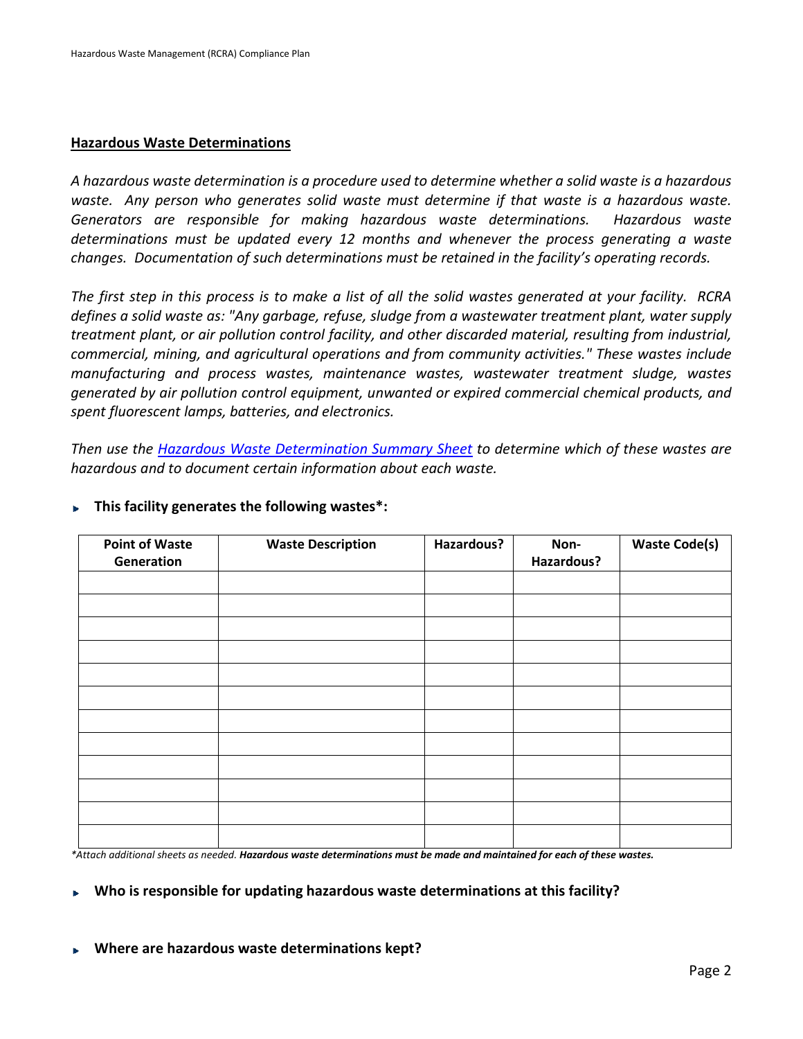## Hazardous Waste Determinations

*A hazardous waste determination is a procedure used to determine whether a solid waste is a hazardous waste. Any person who generates solid waste must determine if that waste is a hazardous waste. Generators are responsible for making hazardous waste determinations. Hazardous waste determinations must be updated every 12 months and whenever the process generating a waste changes. Documentation of such determinations must be retained in the facility's operating records.*

*The first step in this process is to make a list of all the solid wastes generated at your facility. RCRA defines a solid waste as: "Any garbage, refuse, sludge from a wastewater treatment plant, water supply treatment plant, or air pollution control facility, and other discarded material, resulting from industrial, commercial, mining, and agricultural operations and from community activities." These wastes include manufacturing and process wastes, maintenance wastes, wastewater treatment sludge, wastes generated by air pollution control equipment, unwanted or expired commercial chemical products, and spent fluorescent lamps, batteries, and electronics.*

*Then use the [Hazardous Waste Determination Summary Sheet]() to determine which of these wastes are hazardous and to document certain information about each waste.*

- **This facility generates the following wastes*:**

| Point of Waste Generation | Waste Description | Hazardous? | Non-Hazardous? | Waste Code(s) |
|---|---|---|---|---|
| | | | | |
| | | | | |
| | | | | |
| | | | | |
| | | | | |
| | | | | |
| | | | | |
| | | | | |
| | | | | |
| | | | | |
| | | | | |
| | | | | |

*\*Attach additional sheets as needed. **Hazardous waste determinations must be made and maintained for each of these wastes.***

- **Who is responsible for updating hazardous waste determinations at this facility?**

- **Where are hazardous waste determinations kept?**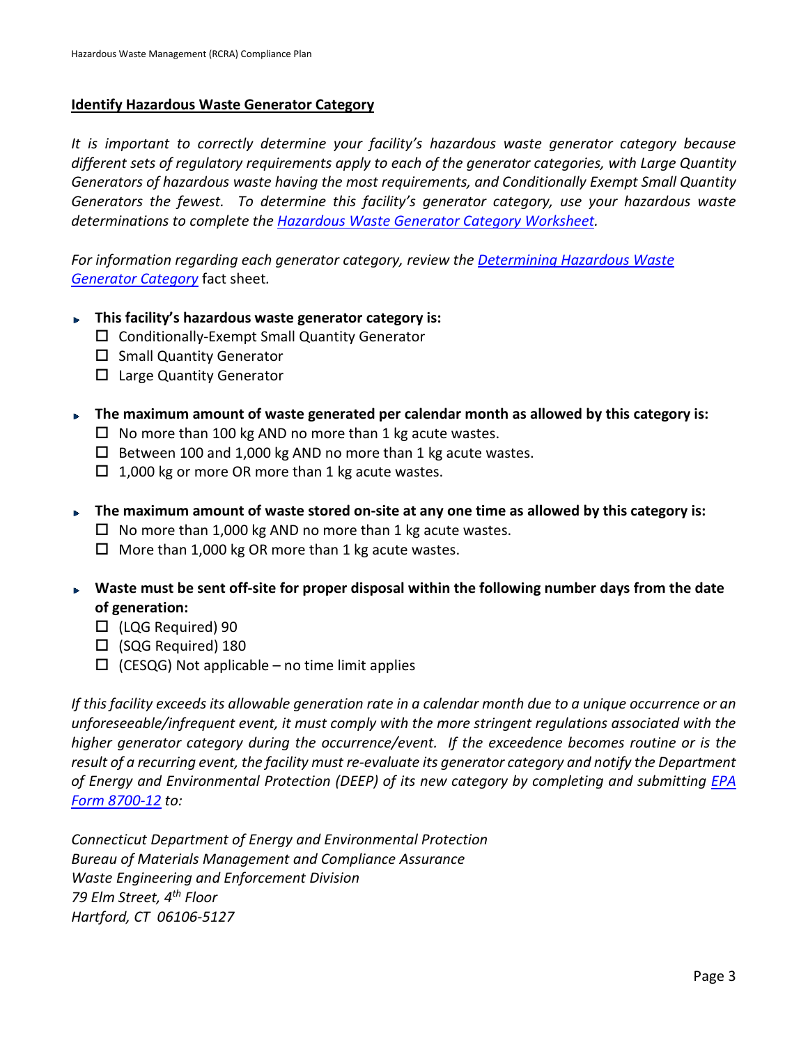## Identify Hazardous Waste Generator Category

*It is important to correctly determine your facility's hazardous waste generator category because different sets of regulatory requirements apply to each of the generator categories, with Large Quantity Generators of hazardous waste having the most requirements, and Conditionally Exempt Small Quantity Generators the fewest. To determine this facility's generator category, use your hazardous waste determinations to complete the [Hazardous Waste Generator Category Worksheet](#).*

*For information regarding each generator category, review the [Determining Hazardous Waste Generator Category](#)* fact sheet*.*

- **This facility's hazardous waste generator category is:**
  - ☐ Conditionally-Exempt Small Quantity Generator
  - ☐ Small Quantity Generator
  - ☐ Large Quantity Generator

- **The maximum amount of waste generated per calendar month as allowed by this category is:**
  - ☐ No more than 100 kg AND no more than 1 kg acute wastes.
  - ☐ Between 100 and 1,000 kg AND no more than 1 kg acute wastes.
  - ☐ 1,000 kg or more OR more than 1 kg acute wastes.

- **The maximum amount of waste stored on-site at any one time as allowed by this category is:**
  - ☐ No more than 1,000 kg AND no more than 1 kg acute wastes.
  - ☐ More than 1,000 kg OR more than 1 kg acute wastes.

- **Waste must be sent off-site for proper disposal within the following number days from the date of generation:**
  - ☐ (LQG Required) 90
  - ☐ (SQG Required) 180
  - ☐ (CESQG) Not applicable – no time limit applies

*If this facility exceeds its allowable generation rate in a calendar month due to a unique occurrence or an unforeseeable/infrequent event, it must comply with the more stringent regulations associated with the higher generator category during the occurrence/event. If the exceedence becomes routine or is the result of a recurring event, the facility must re-evaluate its generator category and notify the Department of Energy and Environmental Protection (DEEP) of its new category by completing and submitting [EPA Form 8700-12](#) to:*

*Connecticut Department of Energy and Environmental Protection*
*Bureau of Materials Management and Compliance Assurance*
*Waste Engineering and Enforcement Division*
*79 Elm Street, 4th Floor*
*Hartford, CT 06106-5127*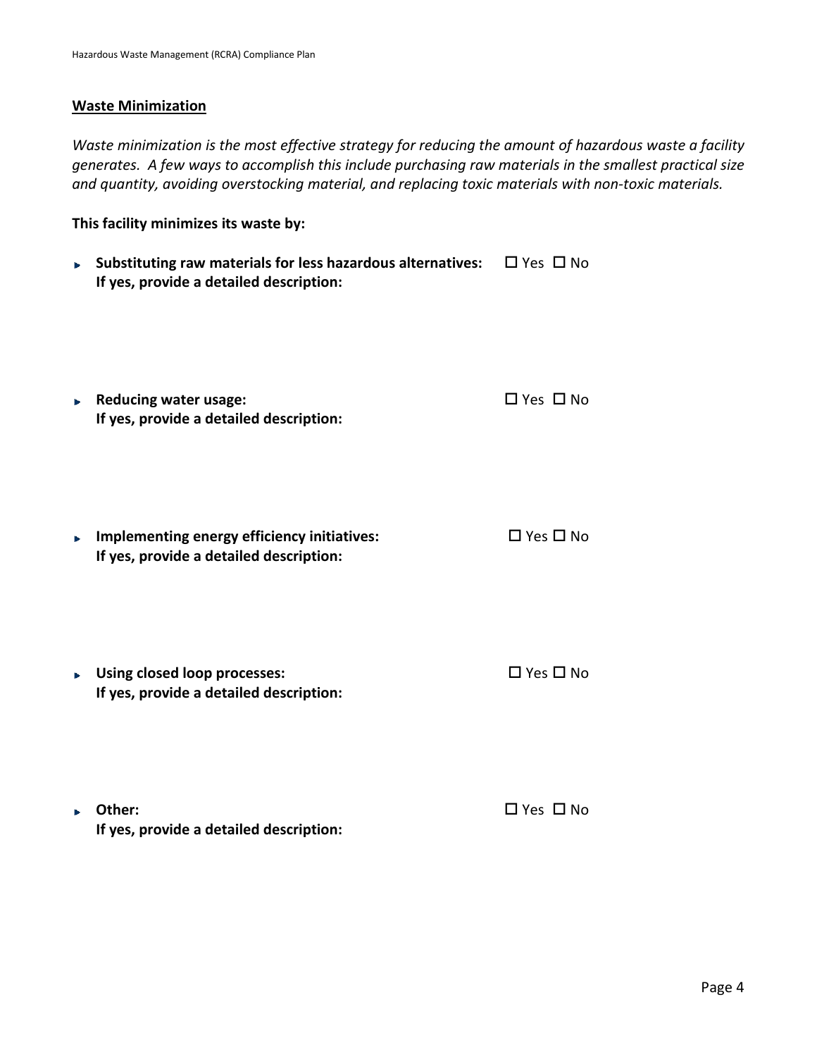## Waste Minimization

*Waste minimization is the most effective strategy for reducing the amount of hazardous waste a facility generates. A few ways to accomplish this include purchasing raw materials in the smallest practical size and quantity, avoiding overstocking material, and replacing toxic materials with non-toxic materials.*

**This facility minimizes its waste by:**

- **Substituting raw materials for less hazardous alternatives:** ☐ Yes ☐ No
  **If yes, provide a detailed description:**

- **Reducing water usage:** ☐ Yes ☐ No
  **If yes, provide a detailed description:**

- **Implementing energy efficiency initiatives:** ☐ Yes ☐ No
  **If yes, provide a detailed description:**

- **Using closed loop processes:** ☐ Yes ☐ No
  **If yes, provide a detailed description:**

- **Other:** ☐ Yes ☐ No
  **If yes, provide a detailed description:**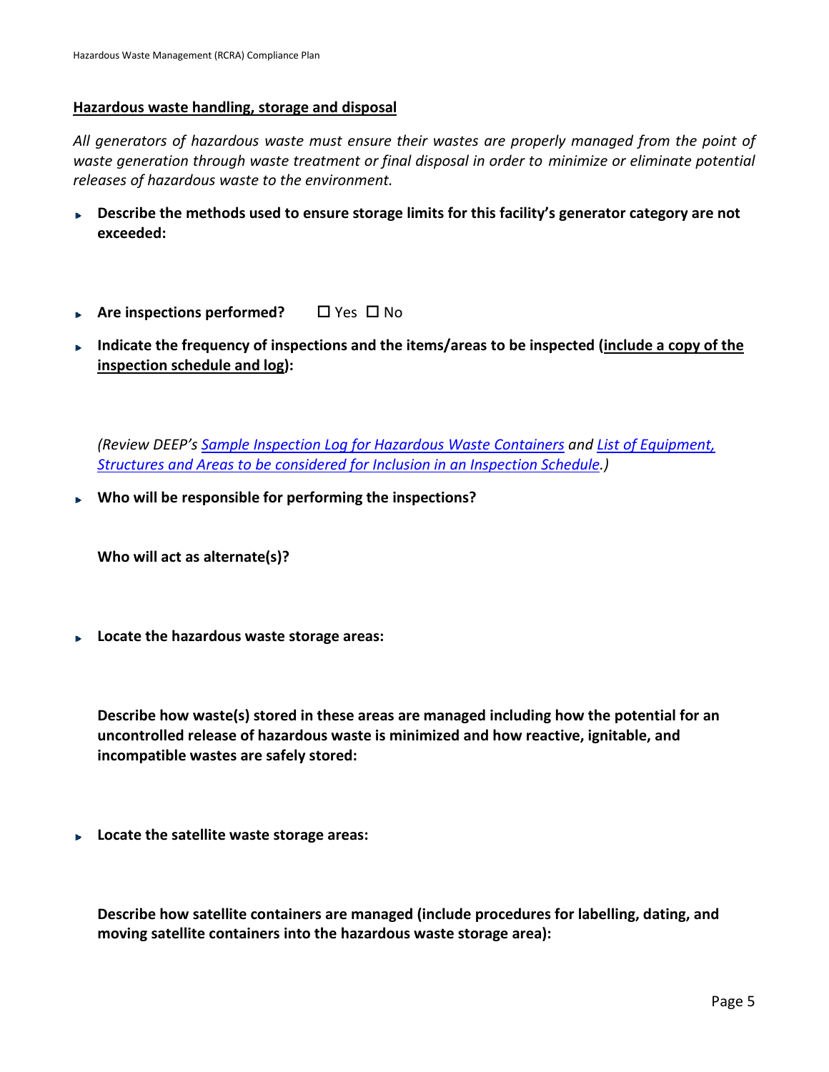## Hazardous waste handling, storage and disposal

*All generators of hazardous waste must ensure their wastes are properly managed from the point of waste generation through waste treatment or final disposal in order to minimize or eliminate potential releases of hazardous waste to the environment.*

- **Describe the methods used to ensure storage limits for this facility's generator category are not exceeded:**

- **Are inspections performed?** ☐ Yes ☐ No

- **Indicate the frequency of inspections and the items/areas to be inspected (include a copy of the inspection schedule and log):**

  *(Review DEEP's Sample Inspection Log for Hazardous Waste Containers and List of Equipment, Structures and Areas to be considered for Inclusion in an Inspection Schedule.)*

- **Who will be responsible for performing the inspections?**

  **Who will act as alternate(s)?**

- **Locate the hazardous waste storage areas:**

  **Describe how waste(s) stored in these areas are managed including how the potential for an uncontrolled release of hazardous waste is minimized and how reactive, ignitable, and incompatible wastes are safely stored:**

- **Locate the satellite waste storage areas:**

  **Describe how satellite containers are managed (include procedures for labelling, dating, and moving satellite containers into the hazardous waste storage area):**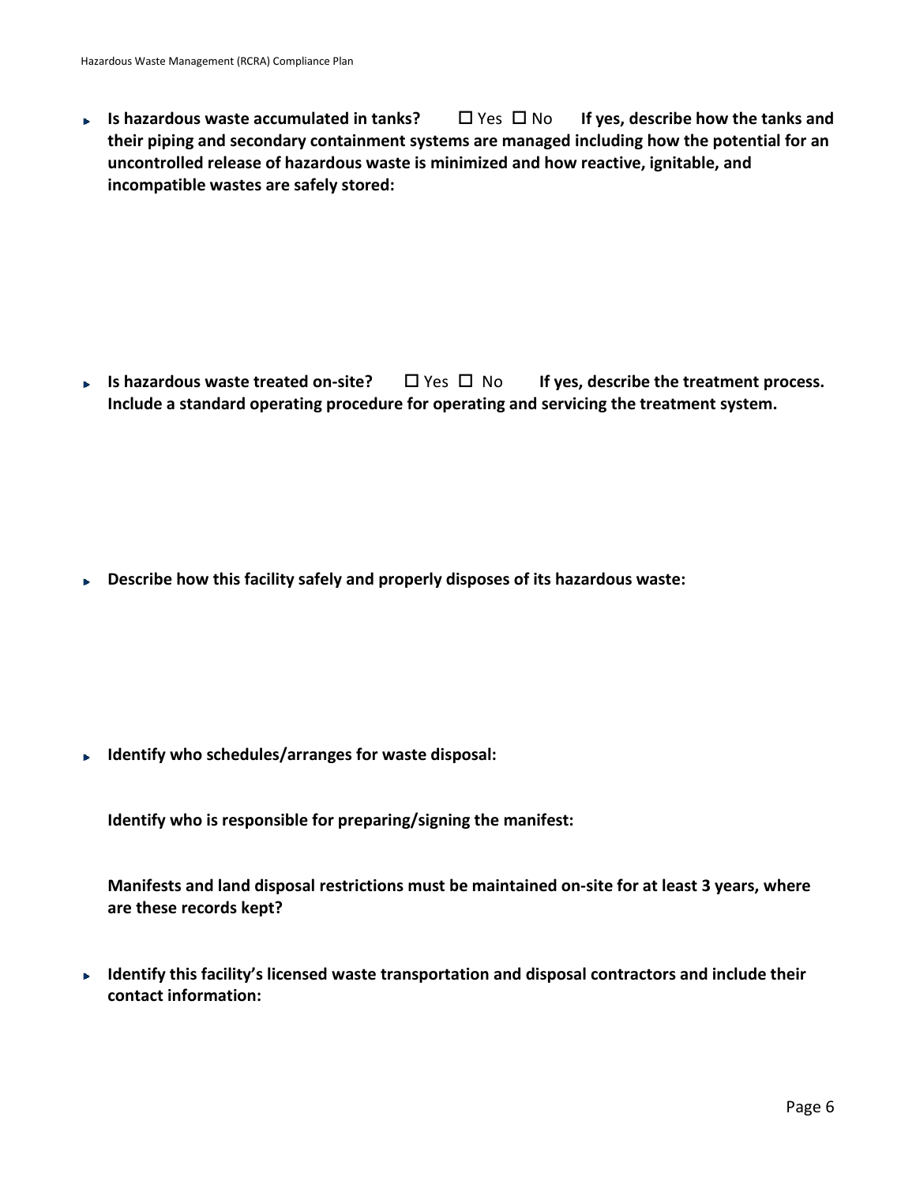- **Is hazardous waste accumulated in tanks?** ☐ Yes ☐ No **If yes, describe how the tanks and their piping and secondary containment systems are managed including how the potential for an uncontrolled release of hazardous waste is minimized and how reactive, ignitable, and incompatible wastes are safely stored:**

- **Is hazardous waste treated on-site?** ☐ Yes ☐ No **If yes, describe the treatment process. Include a standard operating procedure for operating and servicing the treatment system.**

- **Describe how this facility safely and properly disposes of its hazardous waste:**

- **Identify who schedules/arranges for waste disposal:**

  **Identify who is responsible for preparing/signing the manifest:**

  **Manifests and land disposal restrictions must be maintained on-site for at least 3 years, where are these records kept?**

- **Identify this facility's licensed waste transportation and disposal contractors and include their contact information:**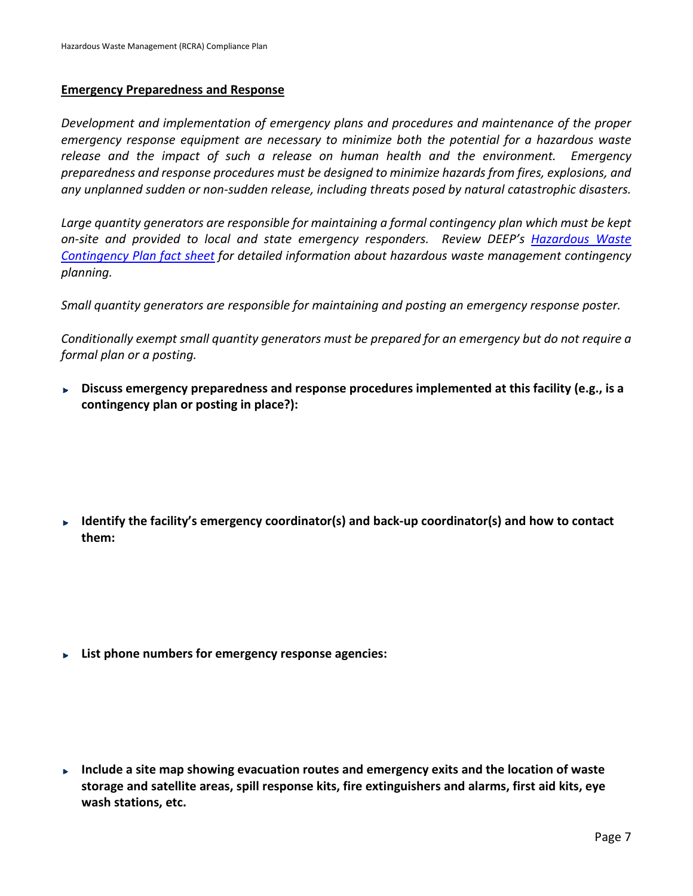**Emergency Preparedness and Response**

*Development and implementation of emergency plans and procedures and maintenance of the proper emergency response equipment are necessary to minimize both the potential for a hazardous waste release and the impact of such a release on human health and the environment. Emergency preparedness and response procedures must be designed to minimize hazards from fires, explosions, and any unplanned sudden or non-sudden release, including threats posed by natural catastrophic disasters.*

*Large quantity generators are responsible for maintaining a formal contingency plan which must be kept on-site and provided to local and state emergency responders. Review DEEP's [Hazardous Waste Contingency Plan fact sheet] for detailed information about hazardous waste management contingency planning.*

*Small quantity generators are responsible for maintaining and posting an emergency response poster.*

*Conditionally exempt small quantity generators must be prepared for an emergency but do not require a formal plan or a posting.*

- **Discuss emergency preparedness and response procedures implemented at this facility (e.g., is a contingency plan or posting in place?):**

- **Identify the facility's emergency coordinator(s) and back-up coordinator(s) and how to contact them:**

- **List phone numbers for emergency response agencies:**

- **Include a site map showing evacuation routes and emergency exits and the location of waste storage and satellite areas, spill response kits, fire extinguishers and alarms, first aid kits, eye wash stations, etc.**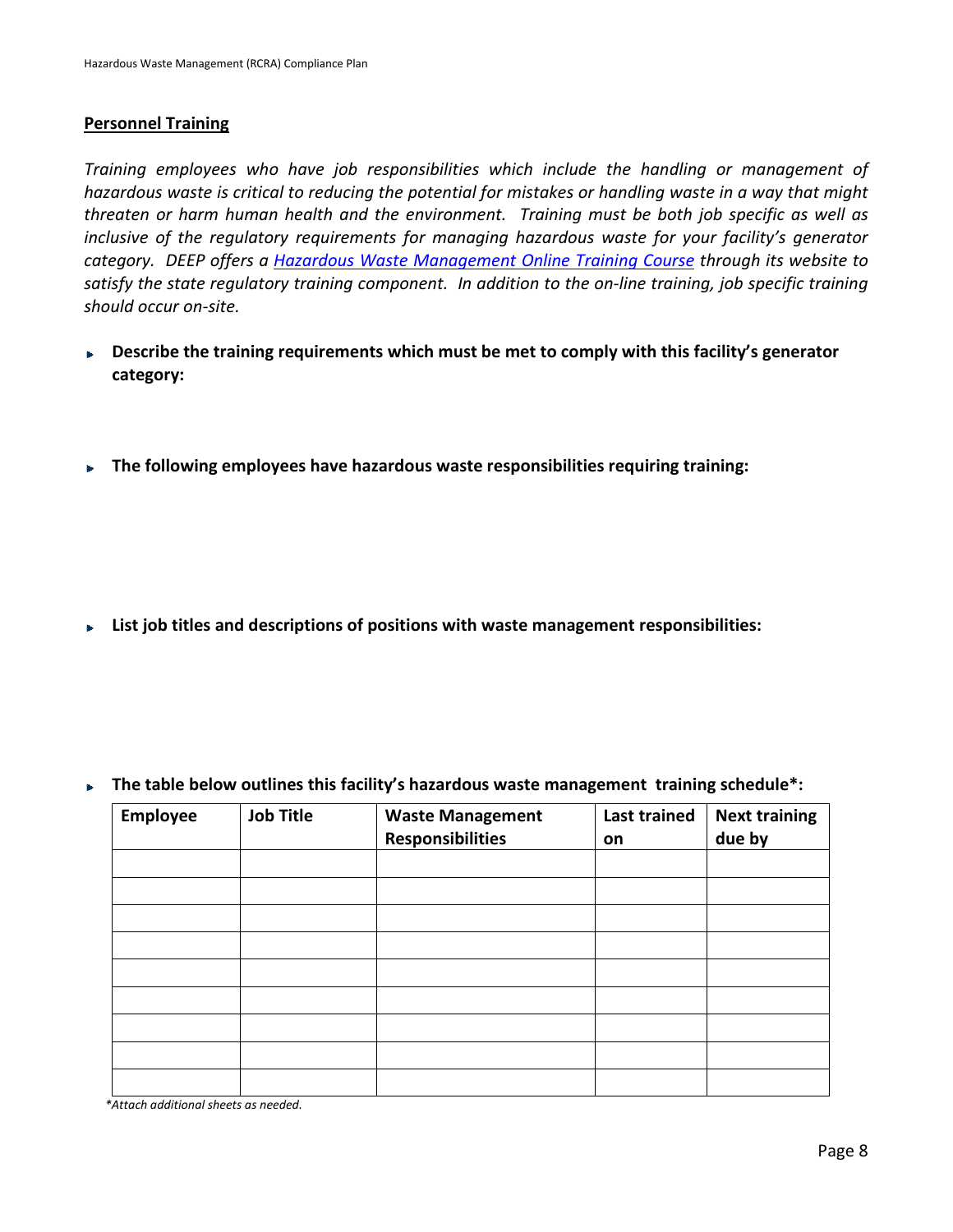## Personnel Training

*Training employees who have job responsibilities which include the handling or management of hazardous waste is critical to reducing the potential for mistakes or handling waste in a way that might threaten or harm human health and the environment. Training must be both job specific as well as inclusive of the regulatory requirements for managing hazardous waste for your facility's generator category. DEEP offers a Hazardous Waste Management Online Training Course through its website to satisfy the state regulatory training component. In addition to the on-line training, job specific training should occur on-site.*

- **Describe the training requirements which must be met to comply with this facility's generator category:**

- **The following employees have hazardous waste responsibilities requiring training:**

- **List job titles and descriptions of positions with waste management responsibilities:**

- **The table below outlines this facility's hazardous waste management training schedule*:**

| Employee | Job Title | Waste Management Responsibilities | Last trained on | Next training due by |
|---|---|---|---|---|
| | | | | |
| | | | | |
| | | | | |
| | | | | |
| | | | | |
| | | | | |
| | | | | |
| | | | | |
| | | | | |

*\*Attach additional sheets as needed.*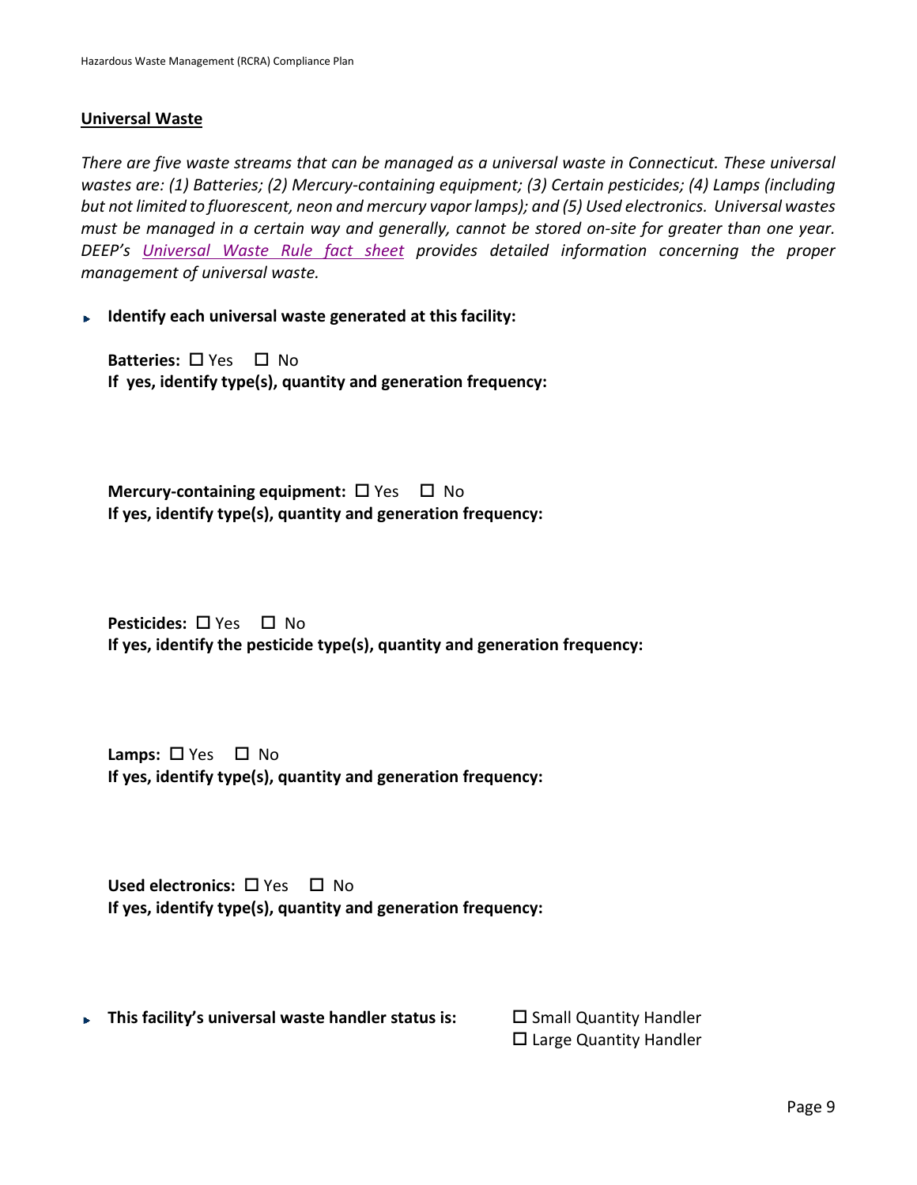## Universal Waste

*There are five waste streams that can be managed as a universal waste in Connecticut. These universal wastes are: (1) Batteries; (2) Mercury-containing equipment; (3) Certain pesticides; (4) Lamps (including but not limited to fluorescent, neon and mercury vapor lamps); and (5) Used electronics. Universal wastes must be managed in a certain way and generally, cannot be stored on-site for greater than one year. DEEP's Universal Waste Rule fact sheet provides detailed information concerning the proper management of universal waste.*

- **Identify each universal waste generated at this facility:**

  **Batteries:** ☐ Yes ☐ No
  **If yes, identify type(s), quantity and generation frequency:**

  **Mercury-containing equipment:** ☐ Yes ☐ No
  **If yes, identify type(s), quantity and generation frequency:**

  **Pesticides:** ☐ Yes ☐ No
  **If yes, identify the pesticide type(s), quantity and generation frequency:**

  **Lamps:** ☐ Yes ☐ No
  **If yes, identify type(s), quantity and generation frequency:**

  **Used electronics:** ☐ Yes ☐ No
  **If yes, identify type(s), quantity and generation frequency:**

- **This facility's universal waste handler status is:**
  ☐ Small Quantity Handler
  ☐ Large Quantity Handler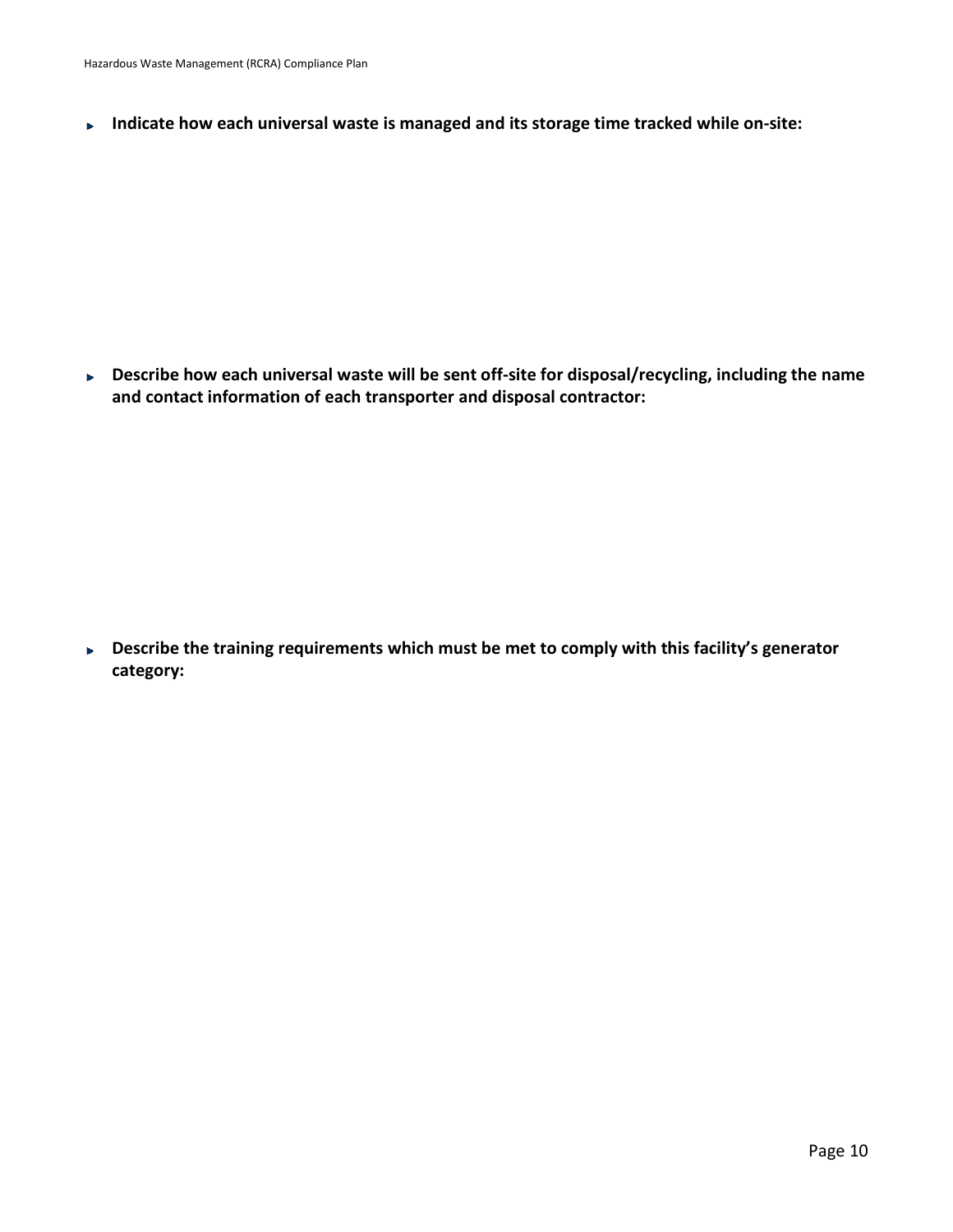- **Indicate how each universal waste is managed and its storage time tracked while on-site:**

- **Describe how each universal waste will be sent off-site for disposal/recycling, including the name and contact information of each transporter and disposal contractor:**

- **Describe the training requirements which must be met to comply with this facility's generator category:**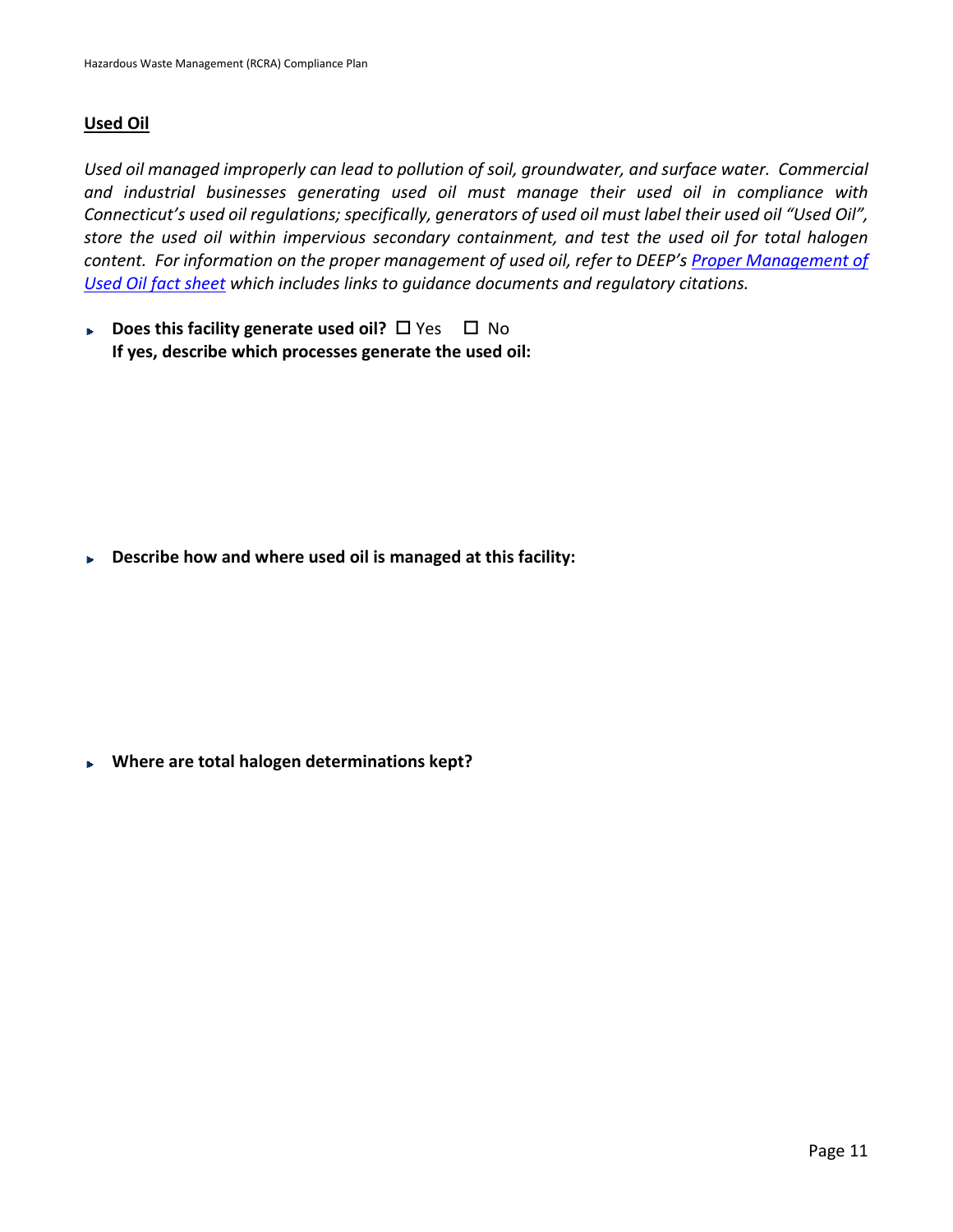**Used Oil**

*Used oil managed improperly can lead to pollution of soil, groundwater, and surface water. Commercial and industrial businesses generating used oil must manage their used oil in compliance with Connecticut's used oil regulations; specifically, generators of used oil must label their used oil "Used Oil", store the used oil within impervious secondary containment, and test the used oil for total halogen content. For information on the proper management of used oil, refer to DEEP's [Proper Management of Used Oil fact sheet] which includes links to guidance documents and regulatory citations.*

- **Does this facility generate used oil?** ☐ Yes ☐ No
  **If yes, describe which processes generate the used oil:**

- **Describe how and where used oil is managed at this facility:**

- **Where are total halogen determinations kept?**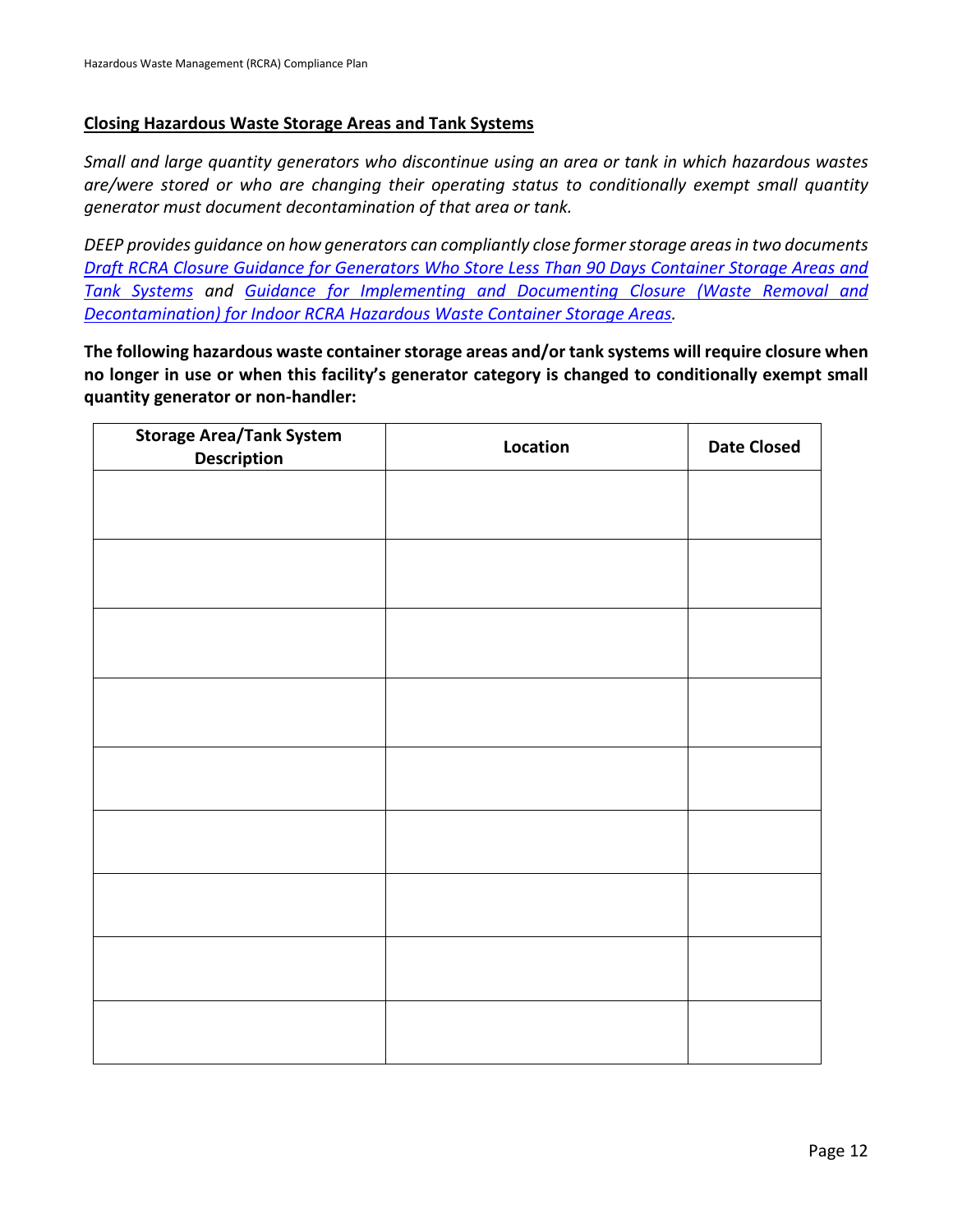## Closing Hazardous Waste Storage Areas and Tank Systems

*Small and large quantity generators who discontinue using an area or tank in which hazardous wastes are/were stored or who are changing their operating status to conditionally exempt small quantity generator must document decontamination of that area or tank.*

*DEEP provides guidance on how generators can compliantly close former storage areas in two documents Draft RCRA Closure Guidance for Generators Who Store Less Than 90 Days Container Storage Areas and Tank Systems and Guidance for Implementing and Documenting Closure (Waste Removal and Decontamination) for Indoor RCRA Hazardous Waste Container Storage Areas.*

**The following hazardous waste container storage areas and/or tank systems will require closure when no longer in use or when this facility's generator category is changed to conditionally exempt small quantity generator or non-handler:**

| Storage Area/Tank System Description | Location | Date Closed |
|---|---|---|
| | | |
| | | |
| | | |
| | | |
| | | |
| | | |
| | | |
| | | |
| | | |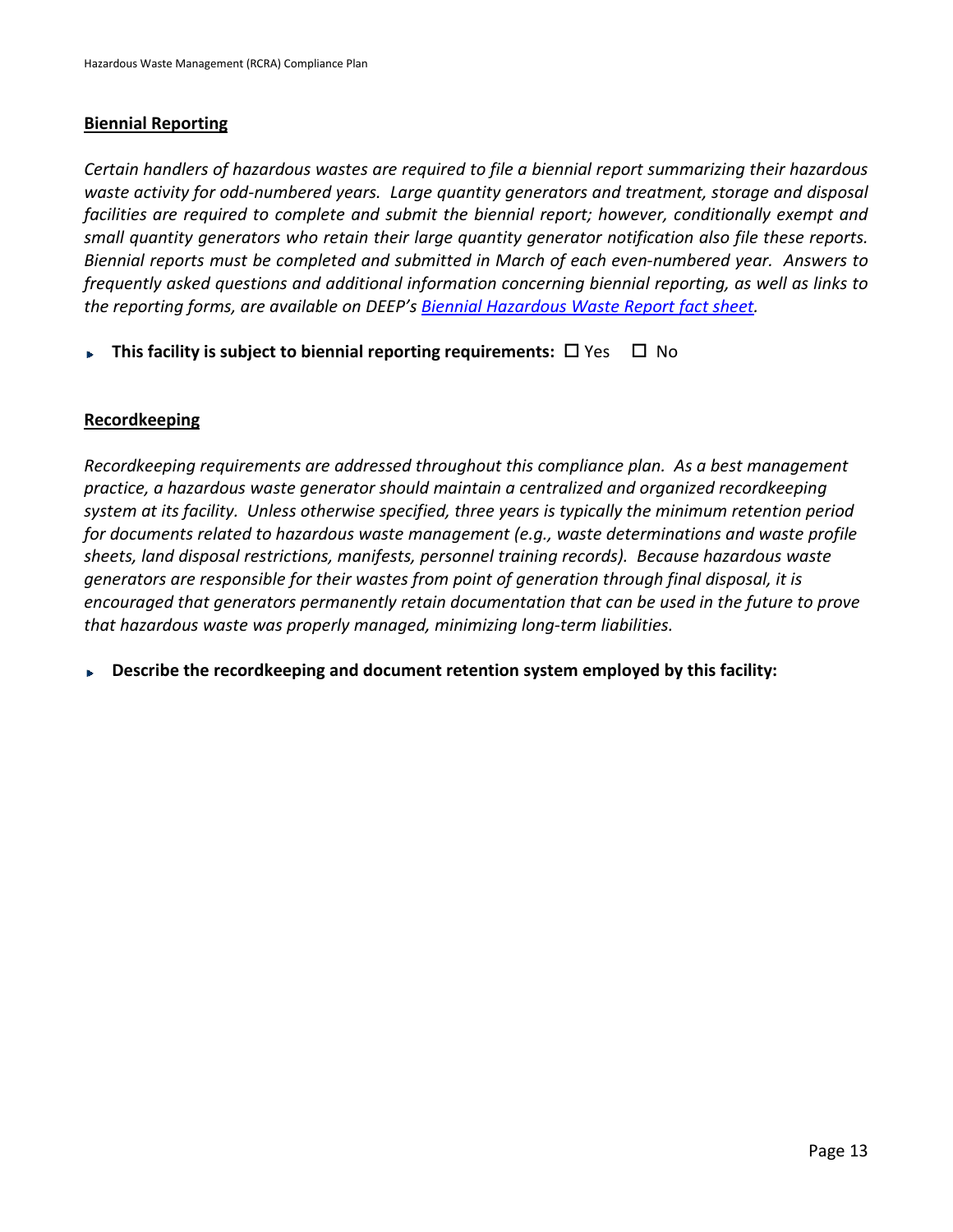## Biennial Reporting

*Certain handlers of hazardous wastes are required to file a biennial report summarizing their hazardous waste activity for odd-numbered years. Large quantity generators and treatment, storage and disposal facilities are required to complete and submit the biennial report; however, conditionally exempt and small quantity generators who retain their large quantity generator notification also file these reports. Biennial reports must be completed and submitted in March of each even-numbered year. Answers to frequently asked questions and additional information concerning biennial reporting, as well as links to the reporting forms, are available on DEEP's [Biennial Hazardous Waste Report fact sheet](#).*

- **This facility is subject to biennial reporting requirements:** ☐ Yes ☐ No

## Recordkeeping

*Recordkeeping requirements are addressed throughout this compliance plan. As a best management practice, a hazardous waste generator should maintain a centralized and organized recordkeeping system at its facility. Unless otherwise specified, three years is typically the minimum retention period for documents related to hazardous waste management (e.g., waste determinations and waste profile sheets, land disposal restrictions, manifests, personnel training records). Because hazardous waste generators are responsible for their wastes from point of generation through final disposal, it is encouraged that generators permanently retain documentation that can be used in the future to prove that hazardous waste was properly managed, minimizing long-term liabilities.*

- **Describe the recordkeeping and document retention system employed by this facility:**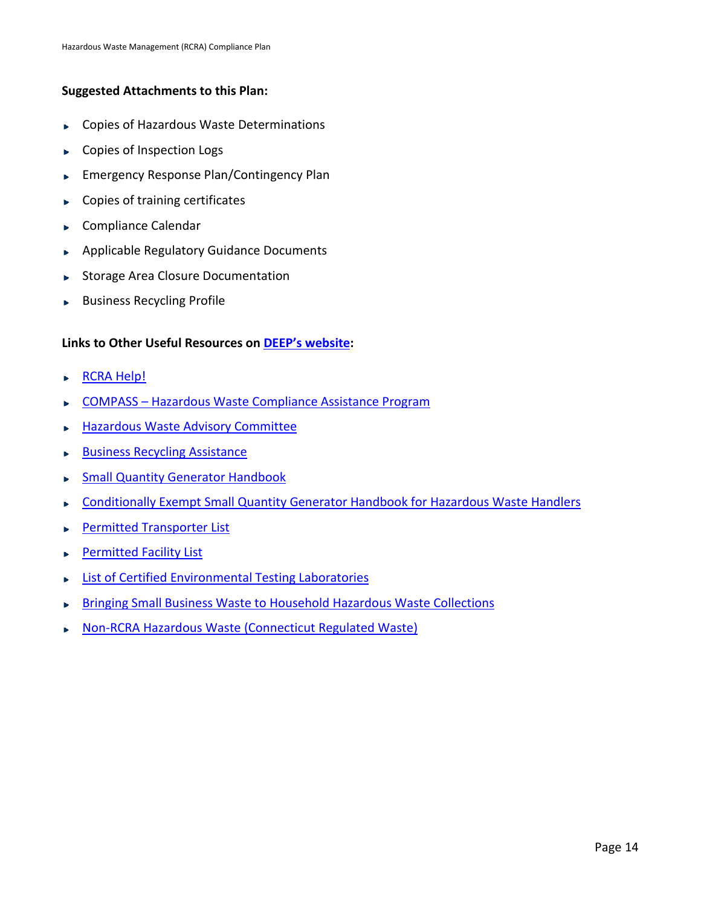**Suggested Attachments to this Plan:**

- Copies of Hazardous Waste Determinations
- Copies of Inspection Logs
- Emergency Response Plan/Contingency Plan
- Copies of training certificates
- Compliance Calendar
- Applicable Regulatory Guidance Documents
- Storage Area Closure Documentation
- Business Recycling Profile

**Links to Other Useful Resources on DEEP's website:**

- RCRA Help!
- COMPASS – Hazardous Waste Compliance Assistance Program
- Hazardous Waste Advisory Committee
- Business Recycling Assistance
- Small Quantity Generator Handbook
- Conditionally Exempt Small Quantity Generator Handbook for Hazardous Waste Handlers
- Permitted Transporter List
- Permitted Facility List
- List of Certified Environmental Testing Laboratories
- Bringing Small Business Waste to Household Hazardous Waste Collections
- Non-RCRA Hazardous Waste (Connecticut Regulated Waste)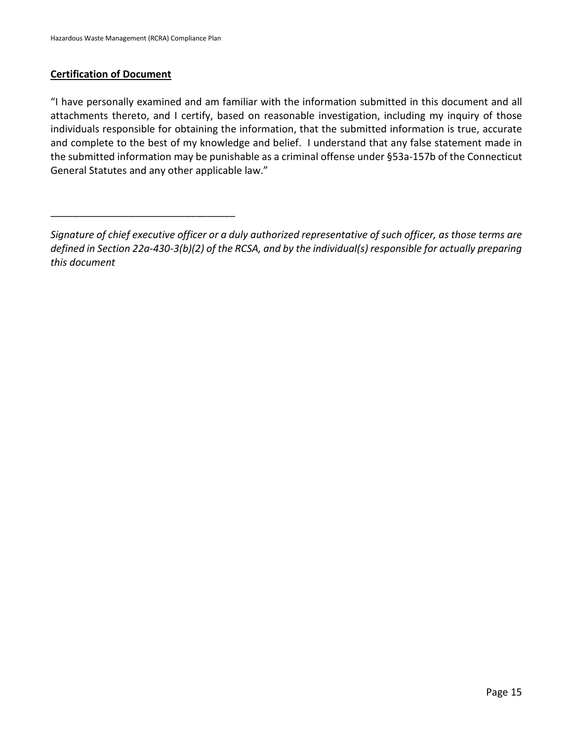**Certification of Document**

"I have personally examined and am familiar with the information submitted in this document and all attachments thereto, and I certify, based on reasonable investigation, including my inquiry of those individuals responsible for obtaining the information, that the submitted information is true, accurate and complete to the best of my knowledge and belief. I understand that any false statement made in the submitted information may be punishable as a criminal offense under §53a-157b of the Connecticut General Statutes and any other applicable law."

_________________________________

*Signature of chief executive officer or a duly authorized representative of such officer, as those terms are defined in Section 22a-430-3(b)(2) of the RCSA, and by the individual(s) responsible for actually preparing this document*